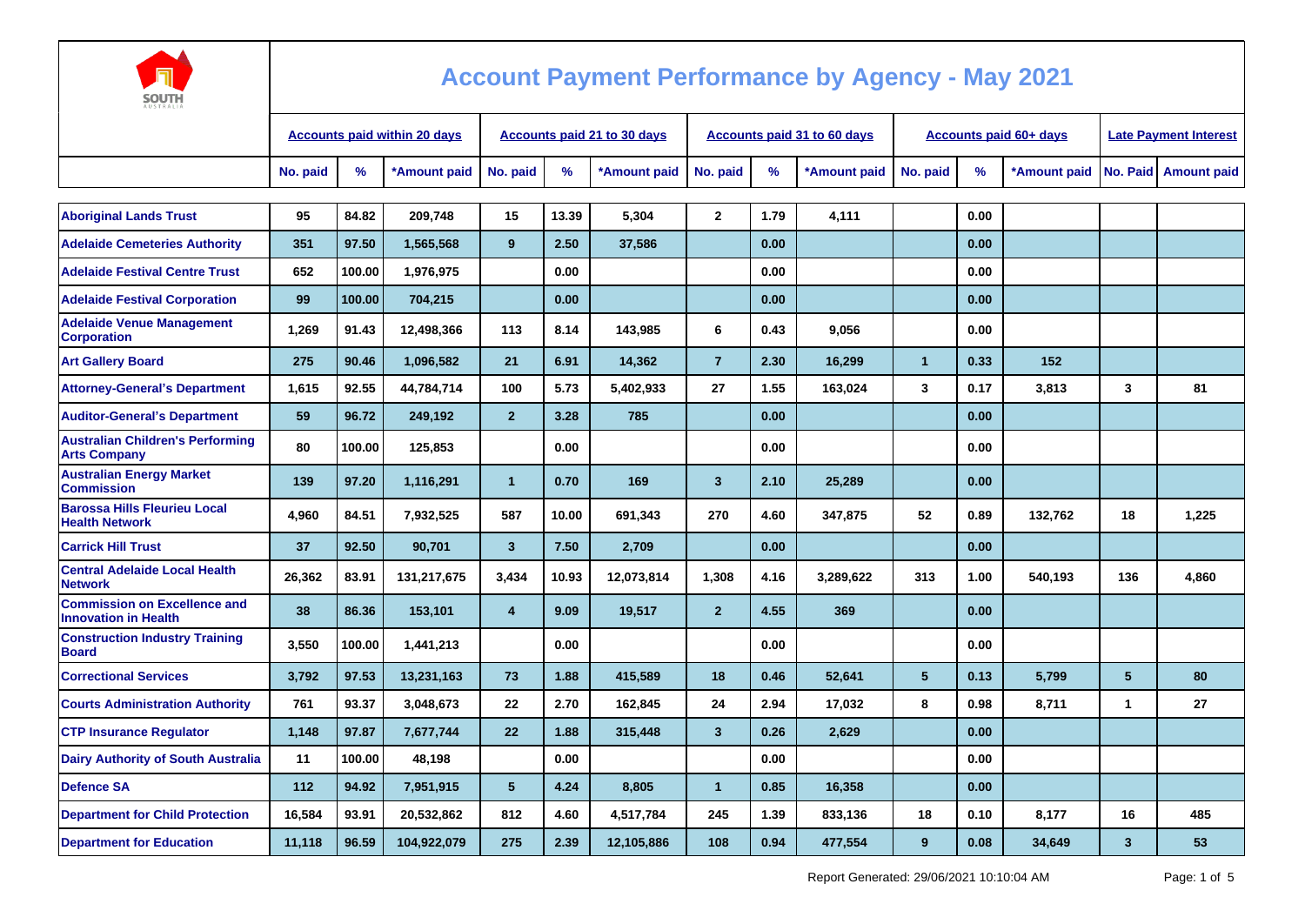# Account Payment Performance by Agency - May 2021

| | Accounts paid within 20 days | | | Accounts paid 21 to 30 days | | | Accounts paid 31 to 60 days | | | Accounts paid 60+ days | | | Late Payment Interest | |
|---|---|---|---|---|---|---|---|---|---|---|---|---|---|---|
| | No. paid | % | *Amount paid | No. paid | % | *Amount paid | No. paid | % | *Amount paid | No. paid | % | *Amount paid | No. Paid | Amount paid |
| Aboriginal Lands Trust | 95 | 84.82 | 209,748 | 15 | 13.39 | 5,304 | 2 | 1.79 | 4,111 | | 0.00 | | | |
| Adelaide Cemeteries Authority | 351 | 97.50 | 1,565,568 | 9 | 2.50 | 37,586 | | 0.00 | | | 0.00 | | | |
| Adelaide Festival Centre Trust | 652 | 100.00 | 1,976,975 | | 0.00 | | | 0.00 | | | 0.00 | | | |
| Adelaide Festival Corporation | 99 | 100.00 | 704,215 | | 0.00 | | | 0.00 | | | 0.00 | | | |
| Adelaide Venue Management Corporation | 1,269 | 91.43 | 12,498,366 | 113 | 8.14 | 143,985 | 6 | 0.43 | 9,056 | | 0.00 | | | |
| Art Gallery Board | 275 | 90.46 | 1,096,582 | 21 | 6.91 | 14,362 | 7 | 2.30 | 16,299 | 1 | 0.33 | 152 | | |
| Attorney-General's Department | 1,615 | 92.55 | 44,784,714 | 100 | 5.73 | 5,402,933 | 27 | 1.55 | 163,024 | 3 | 0.17 | 3,813 | 3 | 81 |
| Auditor-General's Department | 59 | 96.72 | 249,192 | 2 | 3.28 | 785 | | 0.00 | | | 0.00 | | | |
| Australian Children's Performing Arts Company | 80 | 100.00 | 125,853 | | 0.00 | | | 0.00 | | | 0.00 | | | |
| Australian Energy Market Commission | 139 | 97.20 | 1,116,291 | 1 | 0.70 | 169 | 3 | 2.10 | 25,289 | | 0.00 | | | |
| Barossa Hills Fleurieu Local Health Network | 4,960 | 84.51 | 7,932,525 | 587 | 10.00 | 691,343 | 270 | 4.60 | 347,875 | 52 | 0.89 | 132,762 | 18 | 1,225 |
| Carrick Hill Trust | 37 | 92.50 | 90,701 | 3 | 7.50 | 2,709 | | 0.00 | | | 0.00 | | | |
| Central Adelaide Local Health Network | 26,362 | 83.91 | 131,217,675 | 3,434 | 10.93 | 12,073,814 | 1,308 | 4.16 | 3,289,622 | 313 | 1.00 | 540,193 | 136 | 4,860 |
| Commission on Excellence and Innovation in Health | 38 | 86.36 | 153,101 | 4 | 9.09 | 19,517 | 2 | 4.55 | 369 | | 0.00 | | | |
| Construction Industry Training Board | 3,550 | 100.00 | 1,441,213 | | 0.00 | | | 0.00 | | | 0.00 | | | |
| Correctional Services | 3,792 | 97.53 | 13,231,163 | 73 | 1.88 | 415,589 | 18 | 0.46 | 52,641 | 5 | 0.13 | 5,799 | 5 | 80 |
| Courts Administration Authority | 761 | 93.37 | 3,048,673 | 22 | 2.70 | 162,845 | 24 | 2.94 | 17,032 | 8 | 0.98 | 8,711 | 1 | 27 |
| CTP Insurance Regulator | 1,148 | 97.87 | 7,677,744 | 22 | 1.88 | 315,448 | 3 | 0.26 | 2,629 | | 0.00 | | | |
| Dairy Authority of South Australia | 11 | 100.00 | 48,198 | | 0.00 | | | 0.00 | | | 0.00 | | | |
| Defence SA | 112 | 94.92 | 7,951,915 | 5 | 4.24 | 8,805 | 1 | 0.85 | 16,358 | | 0.00 | | | |
| Department for Child Protection | 16,584 | 93.91 | 20,532,862 | 812 | 4.60 | 4,517,784 | 245 | 1.39 | 833,136 | 18 | 0.10 | 8,177 | 16 | 485 |
| Department for Education | 11,118 | 96.59 | 104,922,079 | 275 | 2.39 | 12,105,886 | 108 | 0.94 | 477,554 | 9 | 0.08 | 34,649 | 3 | 53 |

Report Generated: 29/06/2021 10:10:04 AM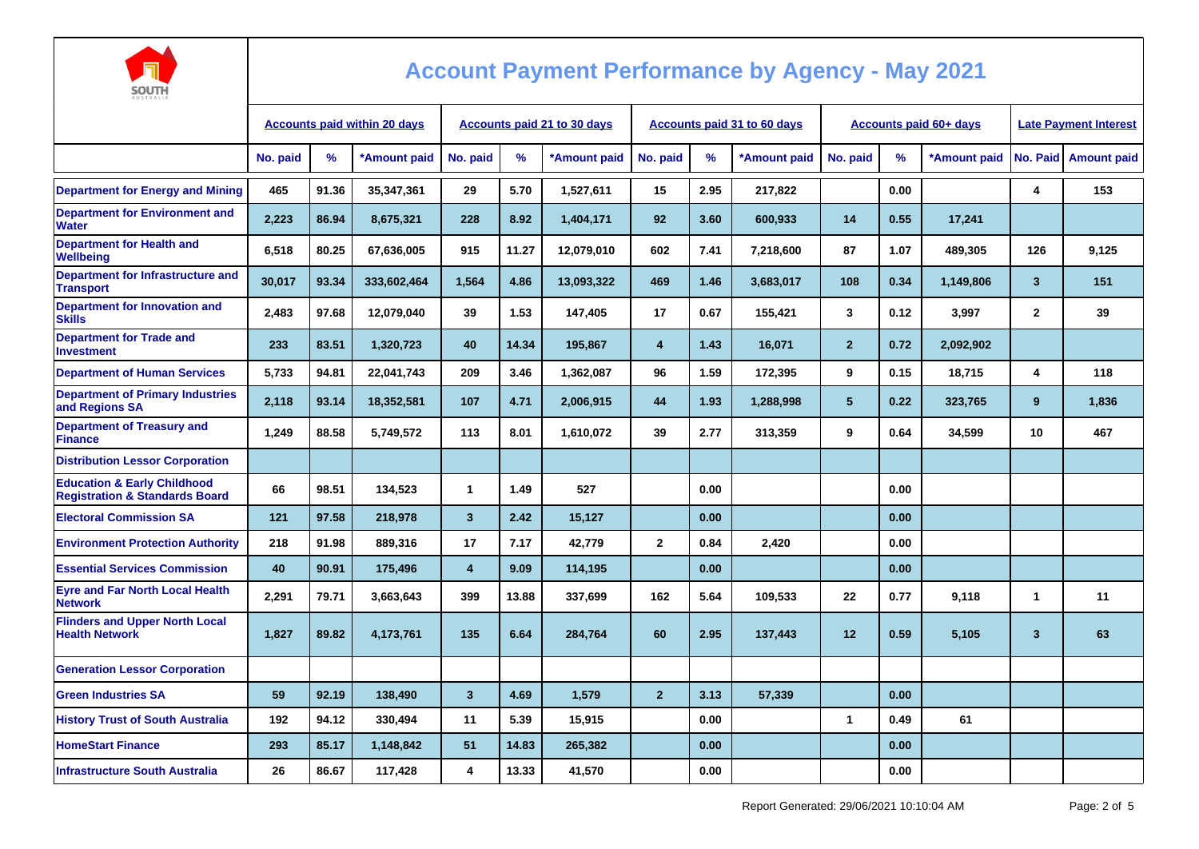# Account Payment Performance by Agency - May 2021

| | Accounts paid within 20 days | | | Accounts paid 21 to 30 days | | | Accounts paid 31 to 60 days | | | Accounts paid 60+ days | | | Late Payment Interest | |
|---|---|---|---|---|---|---|---|---|---|---|---|---|---|---|
| | No. paid | % | *Amount paid | No. paid | % | *Amount paid | No. paid | % | *Amount paid | No. paid | % | *Amount paid | No. Paid | Amount paid |
| Department for Energy and Mining | 465 | 91.36 | 35,347,361 | 29 | 5.70 | 1,527,611 | 15 | 2.95 | 217,822 | | 0.00 | | 4 | 153 |
| Department for Environment and Water | 2,223 | 86.94 | 8,675,321 | 228 | 8.92 | 1,404,171 | 92 | 3.60 | 600,933 | 14 | 0.55 | 17,241 | | |
| Department for Health and Wellbeing | 6,518 | 80.25 | 67,636,005 | 915 | 11.27 | 12,079,010 | 602 | 7.41 | 7,218,600 | 87 | 1.07 | 489,305 | 126 | 9,125 |
| Department for Infrastructure and Transport | 30,017 | 93.34 | 333,602,464 | 1,564 | 4.86 | 13,093,322 | 469 | 1.46 | 3,683,017 | 108 | 0.34 | 1,149,806 | 3 | 151 |
| Department for Innovation and Skills | 2,483 | 97.68 | 12,079,040 | 39 | 1.53 | 147,405 | 17 | 0.67 | 155,421 | 3 | 0.12 | 3,997 | 2 | 39 |
| Department for Trade and Investment | 233 | 83.51 | 1,320,723 | 40 | 14.34 | 195,867 | 4 | 1.43 | 16,071 | 2 | 0.72 | 2,092,902 | | |
| Department of Human Services | 5,733 | 94.81 | 22,041,743 | 209 | 3.46 | 1,362,087 | 96 | 1.59 | 172,395 | 9 | 0.15 | 18,715 | 4 | 118 |
| Department of Primary Industries and Regions SA | 2,118 | 93.14 | 18,352,581 | 107 | 4.71 | 2,006,915 | 44 | 1.93 | 1,288,998 | 5 | 0.22 | 323,765 | 9 | 1,836 |
| Department of Treasury and Finance | 1,249 | 88.58 | 5,749,572 | 113 | 8.01 | 1,610,072 | 39 | 2.77 | 313,359 | 9 | 0.64 | 34,599 | 10 | 467 |
| Distribution Lessor Corporation | | | | | | | | | | | | | | |
| Education & Early Childhood Registration & Standards Board | 66 | 98.51 | 134,523 | 1 | 1.49 | 527 | | 0.00 | | | 0.00 | | | |
| Electoral Commission SA | 121 | 97.58 | 218,978 | 3 | 2.42 | 15,127 | | 0.00 | | | 0.00 | | | |
| Environment Protection Authority | 218 | 91.98 | 889,316 | 17 | 7.17 | 42,779 | 2 | 0.84 | 2,420 | | 0.00 | | | |
| Essential Services Commission | 40 | 90.91 | 175,496 | 4 | 9.09 | 114,195 | | 0.00 | | | 0.00 | | | |
| Eyre and Far North Local Health Network | 2,291 | 79.71 | 3,663,643 | 399 | 13.88 | 337,699 | 162 | 5.64 | 109,533 | 22 | 0.77 | 9,118 | 1 | 11 |
| Flinders and Upper North Local Health Network | 1,827 | 89.82 | 4,173,761 | 135 | 6.64 | 284,764 | 60 | 2.95 | 137,443 | 12 | 0.59 | 5,105 | 3 | 63 |
| Generation Lessor Corporation | | | | | | | | | | | | | | |
| Green Industries SA | 59 | 92.19 | 138,490 | 3 | 4.69 | 1,579 | 2 | 3.13 | 57,339 | | 0.00 | | | |
| History Trust of South Australia | 192 | 94.12 | 330,494 | 11 | 5.39 | 15,915 | | 0.00 | | 1 | 0.49 | 61 | | |
| HomeStart Finance | 293 | 85.17 | 1,148,842 | 51 | 14.83 | 265,382 | | 0.00 | | | 0.00 | | | |
| Infrastructure South Australia | 26 | 86.67 | 117,428 | 4 | 13.33 | 41,570 | | 0.00 | | | 0.00 | | | |

Report Generated: 29/06/2021 10:10:04 AM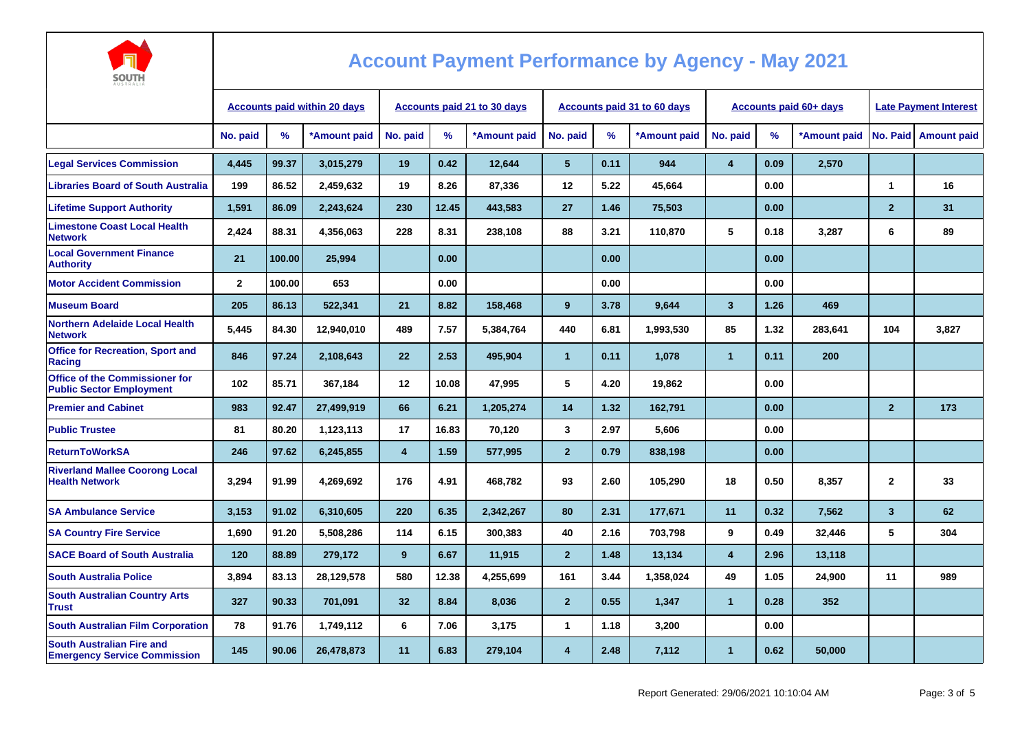# Account Payment Performance by Agency - May 2021

| | Accounts paid within 20 days | | | Accounts paid 21 to 30 days | | | Accounts paid 31 to 60 days | | | Accounts paid 60+ days | | | Late Payment Interest | |
|---|---|---|---|---|---|---|---|---|---|---|---|---|---|---|
| | No. paid | % | *Amount paid | No. paid | % | *Amount paid | No. paid | % | *Amount paid | No. paid | % | *Amount paid | No. Paid | Amount paid |
| Legal Services Commission | 4,445 | 99.37 | 3,015,279 | 19 | 0.42 | 12,644 | 5 | 0.11 | 944 | 4 | 0.09 | 2,570 | | |
| Libraries Board of South Australia | 199 | 86.52 | 2,459,632 | 19 | 8.26 | 87,336 | 12 | 5.22 | 45,664 | | 0.00 | | 1 | 16 |
| Lifetime Support Authority | 1,591 | 86.09 | 2,243,624 | 230 | 12.45 | 443,583 | 27 | 1.46 | 75,503 | | 0.00 | | 2 | 31 |
| Limestone Coast Local Health Network | 2,424 | 88.31 | 4,356,063 | 228 | 8.31 | 238,108 | 88 | 3.21 | 110,870 | 5 | 0.18 | 3,287 | 6 | 89 |
| Local Government Finance Authority | 21 | 100.00 | 25,994 | | 0.00 | | | 0.00 | | | 0.00 | | | |
| Motor Accident Commission | 2 | 100.00 | 653 | | 0.00 | | | 0.00 | | | 0.00 | | | |
| Museum Board | 205 | 86.13 | 522,341 | 21 | 8.82 | 158,468 | 9 | 3.78 | 9,644 | 3 | 1.26 | 469 | | |
| Northern Adelaide Local Health Network | 5,445 | 84.30 | 12,940,010 | 489 | 7.57 | 5,384,764 | 440 | 6.81 | 1,993,530 | 85 | 1.32 | 283,641 | 104 | 3,827 |
| Office for Recreation, Sport and Racing | 846 | 97.24 | 2,108,643 | 22 | 2.53 | 495,904 | 1 | 0.11 | 1,078 | 1 | 0.11 | 200 | | |
| Office of the Commissioner for Public Sector Employment | 102 | 85.71 | 367,184 | 12 | 10.08 | 47,995 | 5 | 4.20 | 19,862 | | 0.00 | | | |
| Premier and Cabinet | 983 | 92.47 | 27,499,919 | 66 | 6.21 | 1,205,274 | 14 | 1.32 | 162,791 | | 0.00 | | 2 | 173 |
| Public Trustee | 81 | 80.20 | 1,123,113 | 17 | 16.83 | 70,120 | 3 | 2.97 | 5,606 | | 0.00 | | | |
| ReturnToWorkSA | 246 | 97.62 | 6,245,855 | 4 | 1.59 | 577,995 | 2 | 0.79 | 838,198 | | 0.00 | | | |
| Riverland Mallee Coorong Local Health Network | 3,294 | 91.99 | 4,269,692 | 176 | 4.91 | 468,782 | 93 | 2.60 | 105,290 | 18 | 0.50 | 8,357 | 2 | 33 |
| SA Ambulance Service | 3,153 | 91.02 | 6,310,605 | 220 | 6.35 | 2,342,267 | 80 | 2.31 | 177,671 | 11 | 0.32 | 7,562 | 3 | 62 |
| SA Country Fire Service | 1,690 | 91.20 | 5,508,286 | 114 | 6.15 | 300,383 | 40 | 2.16 | 703,798 | 9 | 0.49 | 32,446 | 5 | 304 |
| SACE Board of South Australia | 120 | 88.89 | 279,172 | 9 | 6.67 | 11,915 | 2 | 1.48 | 13,134 | 4 | 2.96 | 13,118 | | |
| South Australia Police | 3,894 | 83.13 | 28,129,578 | 580 | 12.38 | 4,255,699 | 161 | 3.44 | 1,358,024 | 49 | 1.05 | 24,900 | 11 | 989 |
| South Australian Country Arts Trust | 327 | 90.33 | 701,091 | 32 | 8.84 | 8,036 | 2 | 0.55 | 1,347 | 1 | 0.28 | 352 | | |
| South Australian Film Corporation | 78 | 91.76 | 1,749,112 | 6 | 7.06 | 3,175 | 1 | 1.18 | 3,200 | | 0.00 | | | |
| South Australian Fire and Emergency Service Commission | 145 | 90.06 | 26,478,873 | 11 | 6.83 | 279,104 | 4 | 2.48 | 7,112 | 1 | 0.62 | 50,000 | | |

Report Generated: 29/06/2021 10:10:04 AM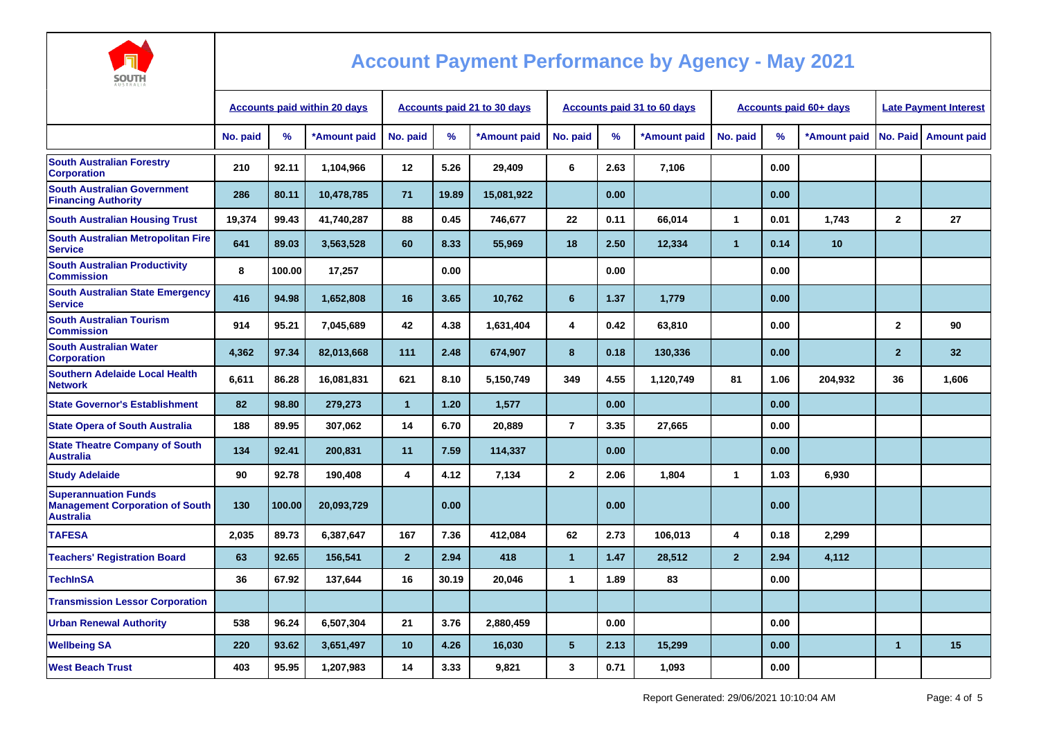# Account Payment Performance by Agency - May 2021

| | Accounts paid within 20 days | | | Accounts paid 21 to 30 days | | | Accounts paid 31 to 60 days | | | Accounts paid 60+ days | | | Late Payment Interest | |
|---|---|---|---|---|---|---|---|---|---|---|---|---|---|---|
| | No. paid | % | *Amount paid | No. paid | % | *Amount paid | No. paid | % | *Amount paid | No. paid | % | *Amount paid | No. Paid | Amount paid |
| South Australian Forestry Corporation | 210 | 92.11 | 1,104,966 | 12 | 5.26 | 29,409 | 6 | 2.63 | 7,106 | | 0.00 | | | |
| South Australian Government Financing Authority | 286 | 80.11 | 10,478,785 | 71 | 19.89 | 15,081,922 | | 0.00 | | | 0.00 | | | |
| South Australian Housing Trust | 19,374 | 99.43 | 41,740,287 | 88 | 0.45 | 746,677 | 22 | 0.11 | 66,014 | 1 | 0.01 | 1,743 | 2 | 27 |
| South Australian Metropolitan Fire Service | 641 | 89.03 | 3,563,528 | 60 | 8.33 | 55,969 | 18 | 2.50 | 12,334 | 1 | 0.14 | 10 | | |
| South Australian Productivity Commission | 8 | 100.00 | 17,257 | | 0.00 | | | 0.00 | | | 0.00 | | | |
| South Australian State Emergency Service | 416 | 94.98 | 1,652,808 | 16 | 3.65 | 10,762 | 6 | 1.37 | 1,779 | | 0.00 | | | |
| South Australian Tourism Commission | 914 | 95.21 | 7,045,689 | 42 | 4.38 | 1,631,404 | 4 | 0.42 | 63,810 | | 0.00 | | 2 | 90 |
| South Australian Water Corporation | 4,362 | 97.34 | 82,013,668 | 111 | 2.48 | 674,907 | 8 | 0.18 | 130,336 | | 0.00 | | 2 | 32 |
| Southern Adelaide Local Health Network | 6,611 | 86.28 | 16,081,831 | 621 | 8.10 | 5,150,749 | 349 | 4.55 | 1,120,749 | 81 | 1.06 | 204,932 | 36 | 1,606 |
| State Governor's Establishment | 82 | 98.80 | 279,273 | 1 | 1.20 | 1,577 | | 0.00 | | | 0.00 | | | |
| State Opera of South Australia | 188 | 89.95 | 307,062 | 14 | 6.70 | 20,889 | 7 | 3.35 | 27,665 | | 0.00 | | | |
| State Theatre Company of South Australia | 134 | 92.41 | 200,831 | 11 | 7.59 | 114,337 | | 0.00 | | | 0.00 | | | |
| Study Adelaide | 90 | 92.78 | 190,408 | 4 | 4.12 | 7,134 | 2 | 2.06 | 1,804 | 1 | 1.03 | 6,930 | | |
| Superannuation Funds Management Corporation of South Australia | 130 | 100.00 | 20,093,729 | | 0.00 | | | 0.00 | | | 0.00 | | | |
| TAFESA | 2,035 | 89.73 | 6,387,647 | 167 | 7.36 | 412,084 | 62 | 2.73 | 106,013 | 4 | 0.18 | 2,299 | | |
| Teachers' Registration Board | 63 | 92.65 | 156,541 | 2 | 2.94 | 418 | 1 | 1.47 | 28,512 | 2 | 2.94 | 4,112 | | |
| TechInSA | 36 | 67.92 | 137,644 | 16 | 30.19 | 20,046 | 1 | 1.89 | 83 | | 0.00 | | | |
| Transmission Lessor Corporation | | | | | | | | | | | | | | |
| Urban Renewal Authority | 538 | 96.24 | 6,507,304 | 21 | 3.76 | 2,880,459 | | 0.00 | | | 0.00 | | | |
| Wellbeing SA | 220 | 93.62 | 3,651,497 | 10 | 4.26 | 16,030 | 5 | 2.13 | 15,299 | | 0.00 | | 1 | 15 |
| West Beach Trust | 403 | 95.95 | 1,207,983 | 14 | 3.33 | 9,821 | 3 | 0.71 | 1,093 | | 0.00 | | | |

Report Generated: 29/06/2021 10:10:04 AM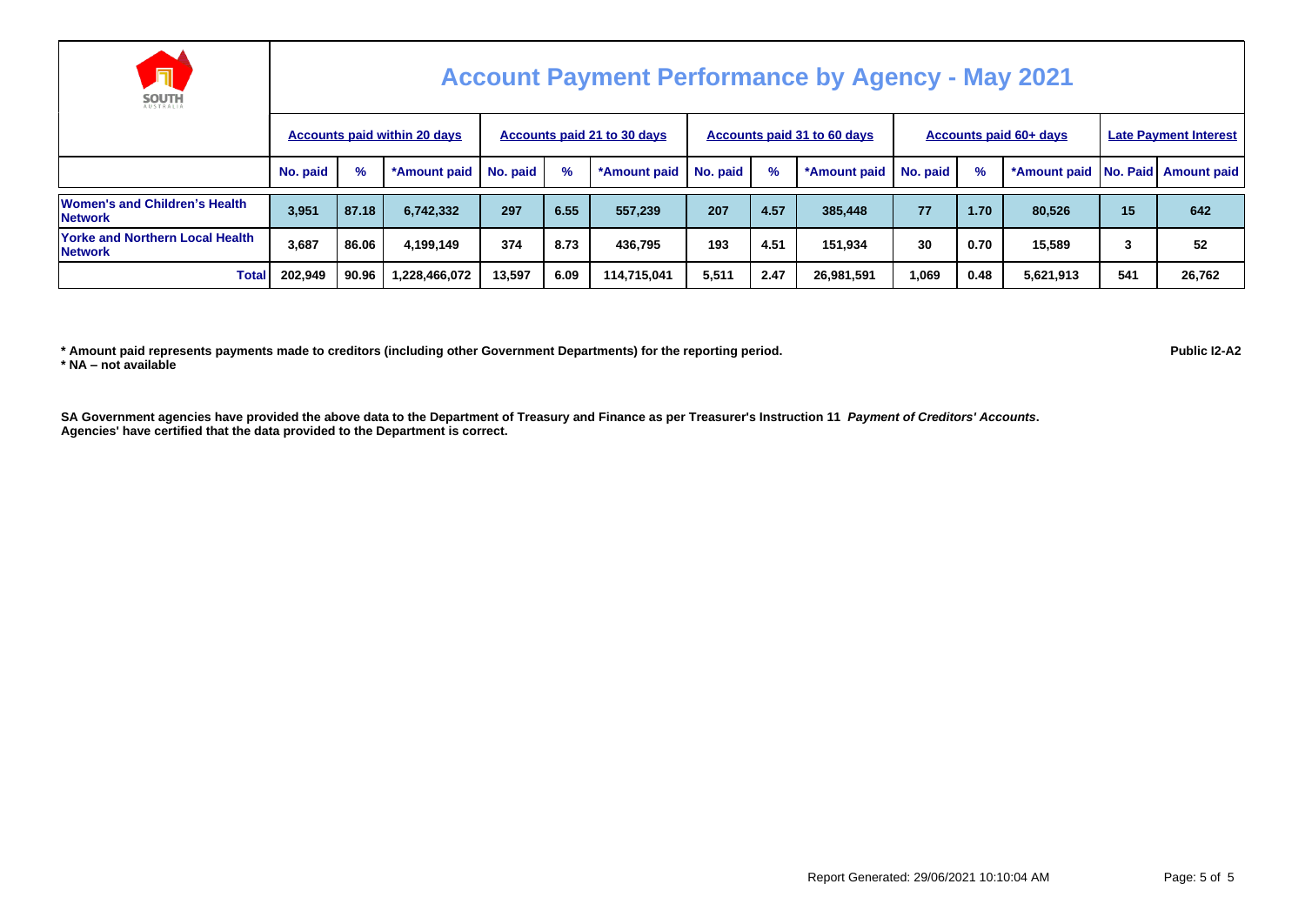# Account Payment Performance by Agency - May 2021

| | Accounts paid within 20 days | | | Accounts paid 21 to 30 days | | | Accounts paid 31 to 60 days | | | Accounts paid 60+ days | | | Late Payment Interest | |
|---|---|---|---|---|---|---|---|---|---|---|---|---|---|---|
| | No. paid | % | *Amount paid | No. paid | % | *Amount paid | No. paid | % | *Amount paid | No. paid | % | *Amount paid | No. Paid | Amount paid |
| **Women's and Children's Health Network** | 3,951 | 87.18 | 6,742,332 | 297 | 6.55 | 557,239 | 207 | 4.57 | 385,448 | 77 | 1.70 | 80,526 | 15 | 642 |
| **Yorke and Northern Local Health Network** | 3,687 | 86.06 | 4,199,149 | 374 | 8.73 | 436,795 | 193 | 4.51 | 151,934 | 30 | 0.70 | 15,589 | 3 | 52 |
| **Total** | 202,949 | 90.96 | 1,228,466,072 | 13,597 | 6.09 | 114,715,041 | 5,511 | 2.47 | 26,981,591 | 1,069 | 0.48 | 5,621,913 | 541 | 26,762 |

**\* Amount paid represents payments made to creditors (including other Government Departments) for the reporting period.**
**\* NA – not available**

**Public I2-A2**

**SA Government agencies have provided the above data to the Department of Treasury and Finance as per Treasurer's Instruction 11 *Payment of Creditors' Accounts*.**
**Agencies' have certified that the data provided to the Department is correct.**

Report Generated: 29/06/2021 10:10:04 AM